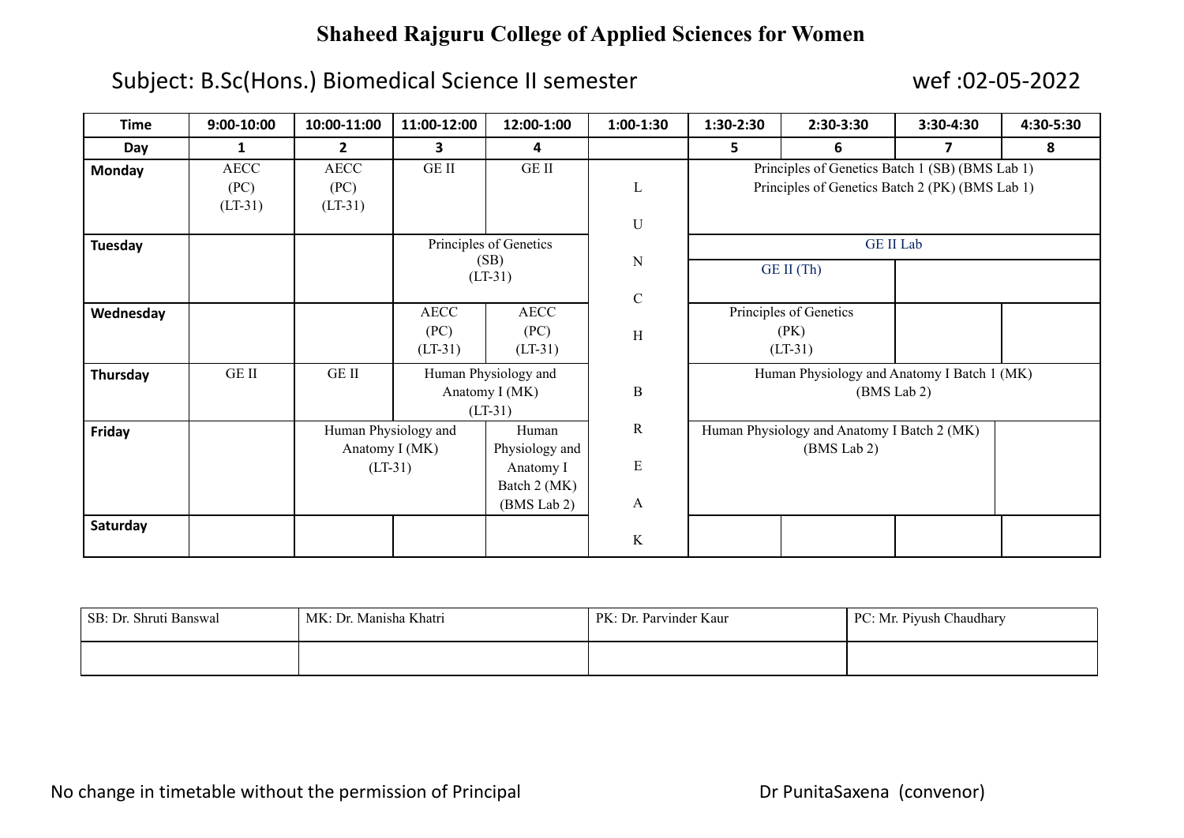# Shaheed Rajguru College of Applied Sciences for Women

## Subject: B.Sc(Hons.) Biomedical Science II semester

wef :02-05-2022

| Time | 9:00-10:00 | 10:00-11:00 | 11:00-12:00 | 12:00-1:00 | 1:00-1:30 | 1:30-2:30 | 2:30-3:30 | 3:30-4:30 | 4:30-5:30 |
|---|---|---|---|---|---|---|---|---|---|
| **Day** | **1** | **2** | **3** | **4** | | **5** | **6** | **7** | **8** |
| **Monday** | AECC (PC) (LT-31) | AECC (PC) (LT-31) | GE II | GE II | L U N C H | Principles of Genetics Batch 1 (SB) (BMS Lab 1) Principles of Genetics Batch 2 (PK) (BMS Lab 1) | | | |
| **Tuesday** | | | Principles of Genetics (SB) (LT-31) | | N C | GE II Lab / GE II (Th) | | | |
| **Wednesday** | | | AECC (PC) (LT-31) | AECC (PC) (LT-31) | H | Principles of Genetics (PK) (LT-31) | | | |
| **Thursday** | GE II | GE II | Human Physiology and Anatomy I (MK) (LT-31) | | B | Human Physiology and Anatomy I Batch 1 (MK) (BMS Lab 2) | | | |
| **Friday** | | Human Physiology and Anatomy I (MK) (LT-31) | | Human Physiology and Anatomy I Batch 2 (MK) (BMS Lab 2) | R E A | Human Physiology and Anatomy I Batch 2 (MK) (BMS Lab 2) | | | |
| **Saturday** | | | | | K | | | | |

| SB: Dr. Shruti Banswal | MK: Dr. Manisha Khatri | PK: Dr. Parvinder Kaur | PC: Mr. Piyush Chaudhary |
|---|---|---|---|
| | | | |

No change in timetable without the permission of Principal

Dr PunitaSaxena (convenor)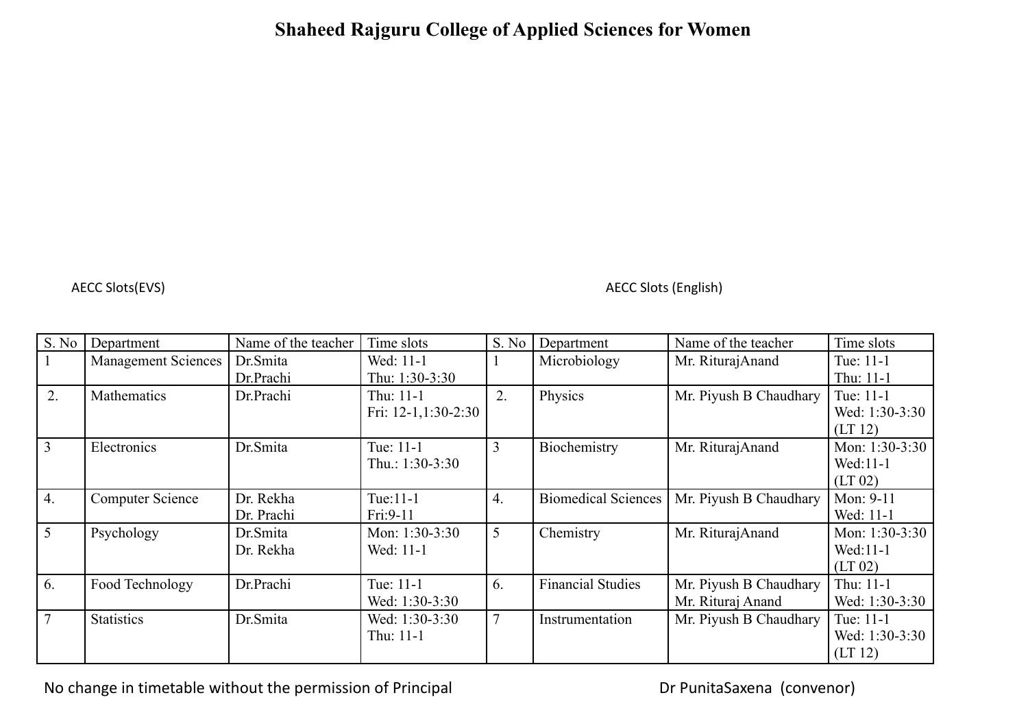# Shaheed Rajguru College of Applied Sciences for Women

AECC Slots(EVS)

AECC Slots (English)

| S. No | Department | Name of the teacher | Time slots | S. No | Department | Name of the teacher | Time slots |
|---|---|---|---|---|---|---|---|
| 1 | Management Sciences | Dr.Smita<br>Dr.Prachi | Wed: 11-1<br>Thu: 1:30-3:30 | 1 | Microbiology | Mr. RiturajAnand | Tue: 11-1<br>Thu: 11-1 |
| 2. | Mathematics | Dr.Prachi | Thu: 11-1<br>Fri: 12-1,1:30-2:30 | 2. | Physics | Mr. Piyush B Chaudhary | Tue: 11-1<br>Wed: 1:30-3:30<br>(LT 12) |
| 3 | Electronics | Dr.Smita | Tue: 11-1<br>Thu.: 1:30-3:30 | 3 | Biochemistry | Mr. RiturajAnand | Mon: 1:30-3:30<br>Wed:11-1<br>(LT 02) |
| 4. | Computer Science | Dr. Rekha<br>Dr. Prachi | Tue:11-1<br>Fri:9-11 | 4. | Biomedical Sciences | Mr. Piyush B Chaudhary | Mon: 9-11<br>Wed: 11-1 |
| 5 | Psychology | Dr.Smita<br>Dr. Rekha | Mon: 1:30-3:30<br>Wed: 11-1 | 5 | Chemistry | Mr. RiturajAnand | Mon: 1:30-3:30<br>Wed:11-1<br>(LT 02) |
| 6. | Food Technology | Dr.Prachi | Tue: 11-1<br>Wed: 1:30-3:30 | 6. | Financial Studies | Mr. Piyush B Chaudhary<br>Mr. Rituraj Anand | Thu: 11-1<br>Wed: 1:30-3:30 |
| 7 | Statistics | Dr.Smita | Wed: 1:30-3:30<br>Thu: 11-1 | 7 | Instrumentation | Mr. Piyush B Chaudhary | Tue: 11-1<br>Wed: 1:30-3:30<br>(LT 12) |

No change in timetable without the permission of Principal

Dr PunitaSaxena (convenor)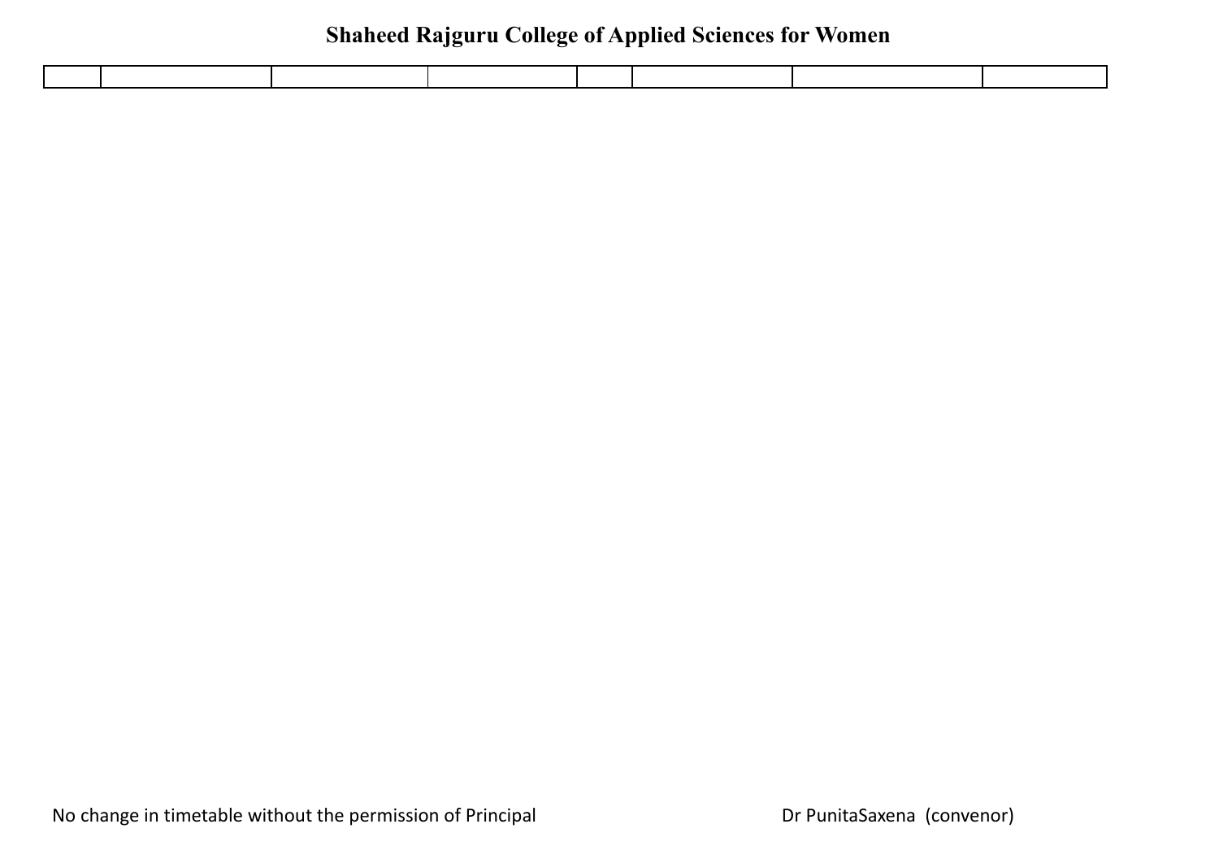# Shaheed Rajguru College of Applied Sciences for Women

| | | | | | | | |
|---|---|---|---|---|---|---|---|
| | | | | | | | |

No change in timetable without the permission of Principal

Dr PunitaSaxena (convenor)